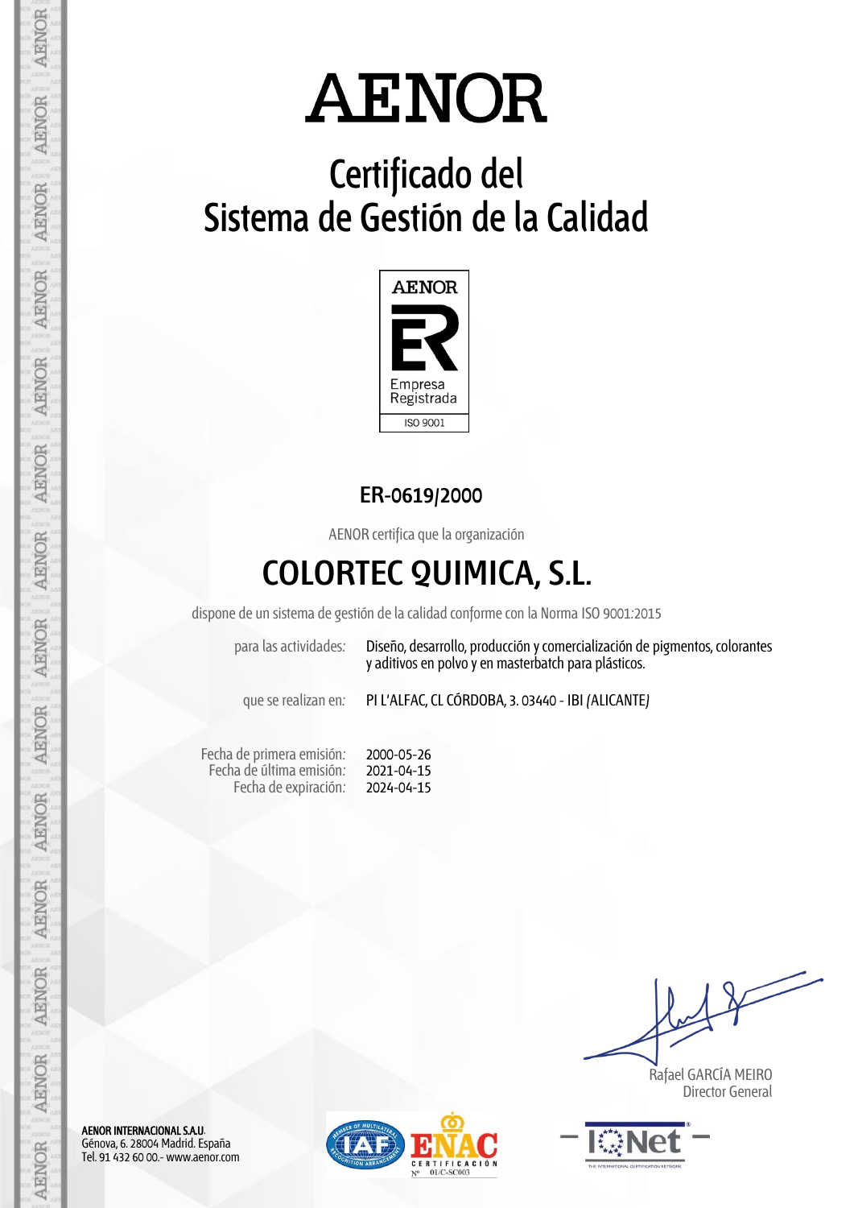# AENOR

## Certificado del Sistema de Gestión de la Calidad

AENOR

Empresa Registrada

ISO 9001

**ER-0619/2000**

AENOR certifica que la organización

## COLORTEC QUIMICA, S.L.

dispone de un sistema de gestión de la calidad conforme con la Norma ISO 9001:2015

para las actividades: Diseño, desarrollo, producción y comercialización de pigmentos, colorantes y aditivos en polvo y en masterbatch para plásticos.

que se realizan en: PI L'ALFAC, CL CÓRDOBA, 3. 03440 - IBI (ALICANTE)

Fecha de primera emisión: 2000-05-26
Fecha de última emisión: 2021-04-15
Fecha de expiración: 2024-04-15

Rafael GARCÍA MEIRO
Director General

**AENOR INTERNACIONAL S.A.U.**
Génova, 6. 28004 Madrid. España
Tel. 91 432 60 00.- www.aenor.com

ENAC CERTIFICACIÓN Nº 01/C-SC003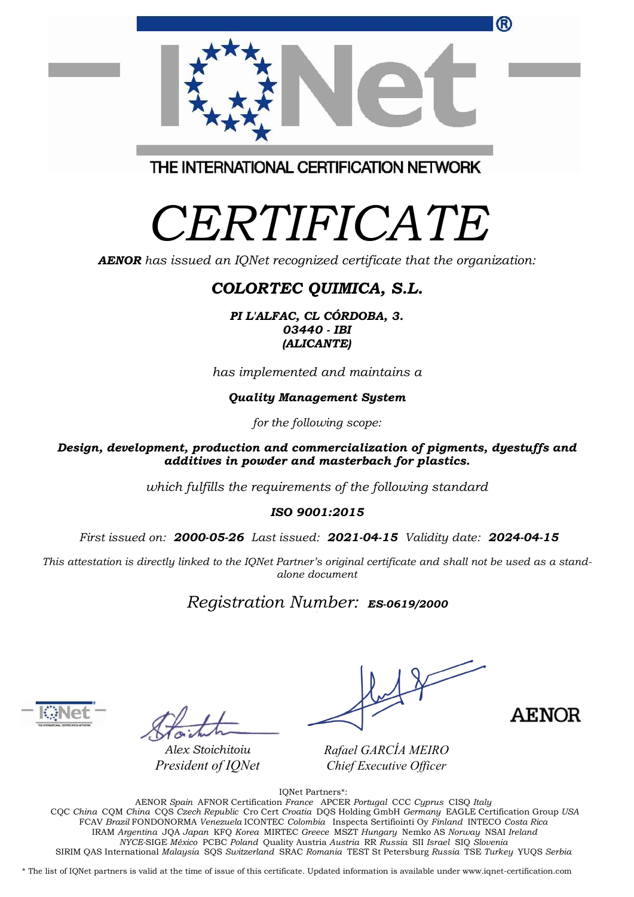THE INTERNATIONAL CERTIFICATION NETWORK

# *CERTIFICATE*

***AENOR** has issued an IQNet recognized certificate that the organization:*

## ***COLORTEC QUIMICA, S.L.***

***PI L'ALFAC, CL CÓRDOBA, 3.***
***03440 - IBI***
***(ALICANTE)***

*has implemented and maintains a*

***Quality Management System***

*for the following scope:*

***Design, development, production and commercialization of pigments, dyestuffs and additives in powder and masterbach for plastics.***

*which fulfills the requirements of the following standard*

***ISO 9001:2015***

*First issued on:* ***2000-05-26*** *Last issued:* ***2021-04-15*** *Validity date:* ***2024-04-15***

*This attestation is directly linked to the IQNet Partner's original certificate and shall not be used as a stand-alone document*

*Registration Number:* ***ES-0619/2000***

*Alex Stoichitoiu*
*President of IQNet*

*Rafael GARCÍA MEIRO*
*Chief Executive Officer*

AENOR

IQNet Partners*:

AENOR *Spain* AFNOR Certification *France* APCER *Portugal* CCC *Cyprus* CISQ *Italy*
CQC *China* CQM *China* CQS *Czech Republic* Cro Cert *Croatia* DQS Holding GmbH *Germany* EAGLE Certification Group *USA*
FCAV *Brazil* FONDONORMA *Venezuela* ICONTEC *Colombia* Inspecta Sertifiointi Oy *Finland* INTECO *Costa Rica*
IRAM *Argentina* JQA *Japan* KFQ *Korea* MIRTEC *Greece* MSZT *Hungary* Nemko AS *Norway* NSAI *Ireland*
*NYCE*-SIGE *México* PCBC *Poland* Quality Austria *Austria* RR *Russia* SII *Israel* SIQ *Slovenia*
SIRIM QAS International *Malaysia* SQS *Switzerland* SRAC *Romania* TEST St Petersburg *Russia* TSE *Turkey* YUQS *Serbia*

* The list of IQNet partners is valid at the time of issue of this certificate. Updated information is available under www.iqnet-certification.com